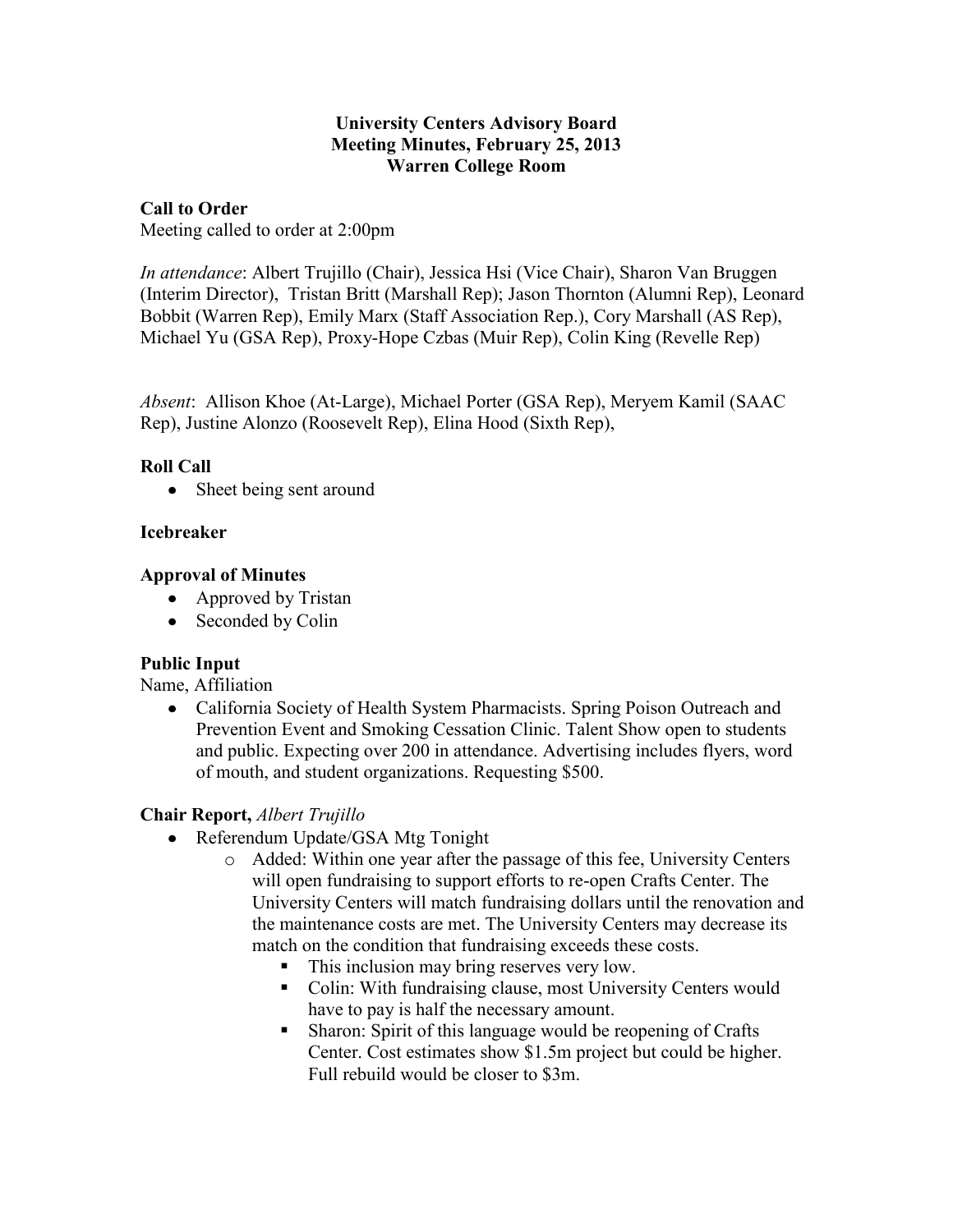**University Centers Advisory Board**
**Meeting Minutes, February 25, 2013**
**Warren College Room**

**Call to Order**

Meeting called to order at 2:00pm

*In attendance*: Albert Trujillo (Chair), Jessica Hsi (Vice Chair), Sharon Van Bruggen (Interim Director), Tristan Britt (Marshall Rep); Jason Thornton (Alumni Rep), Leonard Bobbit (Warren Rep), Emily Marx (Staff Association Rep.), Cory Marshall (AS Rep), Michael Yu (GSA Rep), Proxy-Hope Czbas (Muir Rep), Colin King (Revelle Rep)

*Absent*: Allison Khoe (At-Large), Michael Porter (GSA Rep), Meryem Kamil (SAAC Rep), Justine Alonzo (Roosevelt Rep), Elina Hood (Sixth Rep),

**Roll Call**

- Sheet being sent around

**Icebreaker**

**Approval of Minutes**

- Approved by Tristan
- Seconded by Colin

**Public Input**

Name, Affiliation

- California Society of Health System Pharmacists. Spring Poison Outreach and Prevention Event and Smoking Cessation Clinic. Talent Show open to students and public. Expecting over 200 in attendance. Advertising includes flyers, word of mouth, and student organizations. Requesting $500.

**Chair Report,** *Albert Trujillo*

- Referendum Update/GSA Mtg Tonight
  - Added: Within one year after the passage of this fee, University Centers will open fundraising to support efforts to re-open Crafts Center. The University Centers will match fundraising dollars until the renovation and the maintenance costs are met. The University Centers may decrease its match on the condition that fundraising exceeds these costs.
    - This inclusion may bring reserves very low.
    - Colin: With fundraising clause, most University Centers would have to pay is half the necessary amount.
    - Sharon: Spirit of this language would be reopening of Crafts Center. Cost estimates show $1.5m project but could be higher. Full rebuild would be closer to $3m.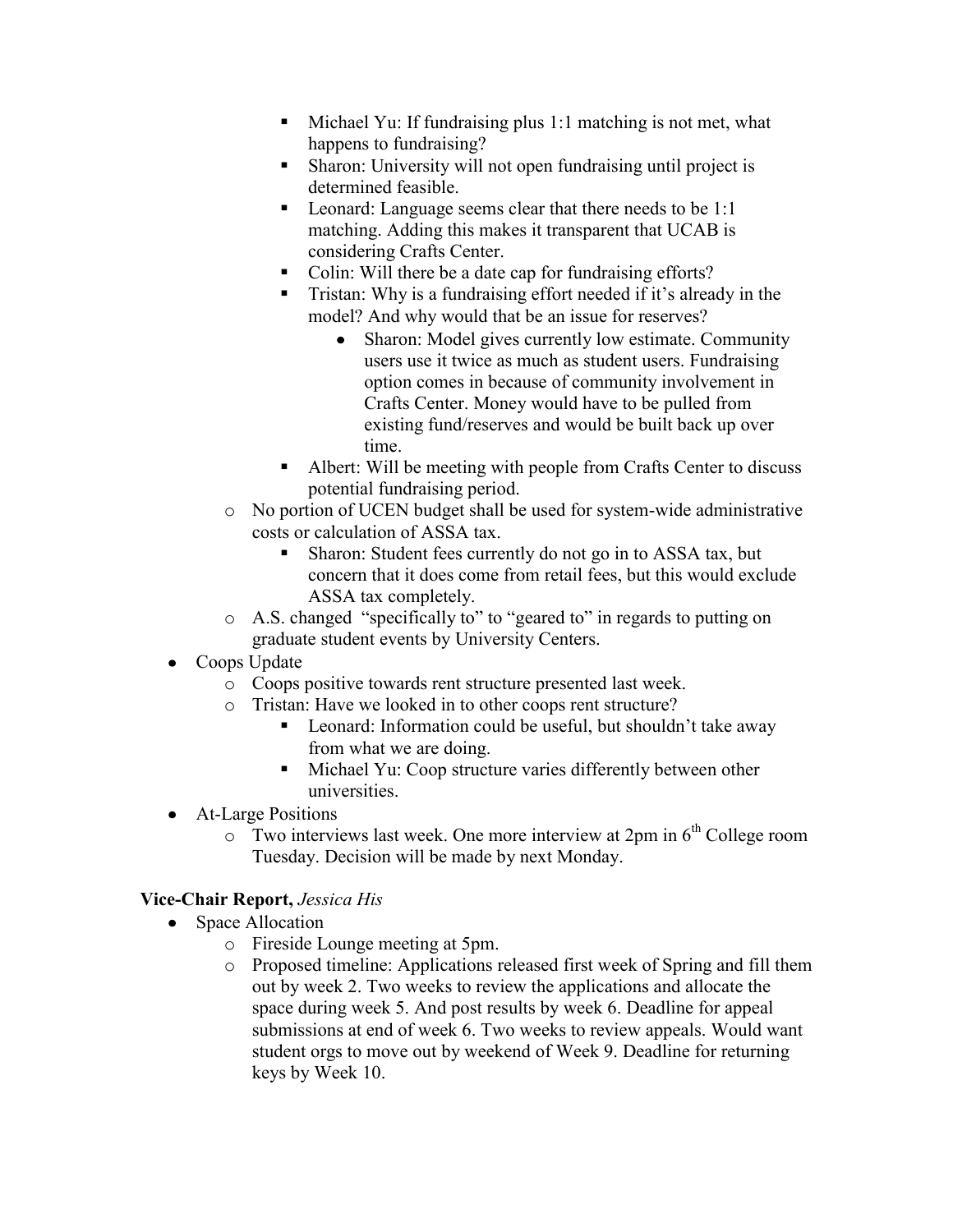- Michael Yu: If fundraising plus 1:1 matching is not met, what happens to fundraising?
        - Sharon: University will not open fundraising until project is determined feasible.
        - Leonard: Language seems clear that there needs to be 1:1 matching. Adding this makes it transparent that UCAB is considering Crafts Center.
        - Colin: Will there be a date cap for fundraising efforts?
        - Tristan: Why is a fundraising effort needed if it's already in the model? And why would that be an issue for reserves?
            - Sharon: Model gives currently low estimate. Community users use it twice as much as student users. Fundraising option comes in because of community involvement in Crafts Center. Money would have to be pulled from existing fund/reserves and would be built back up over time.
        - Albert: Will be meeting with people from Crafts Center to discuss potential fundraising period.
    - No portion of UCEN budget shall be used for system-wide administrative costs or calculation of ASSA tax.
        - Sharon: Student fees currently do not go in to ASSA tax, but concern that it does come from retail fees, but this would exclude ASSA tax completely.
    - A.S. changed "specifically to" to "geared to" in regards to putting on graduate student events by University Centers.
- Coops Update
    - Coops positive towards rent structure presented last week.
    - Tristan: Have we looked in to other coops rent structure?
        - Leonard: Information could be useful, but shouldn't take away from what we are doing.
        - Michael Yu: Coop structure varies differently between other universities.
- At-Large Positions
    - Two interviews last week. One more interview at 2pm in 6th College room Tuesday. Decision will be made by next Monday.

**Vice-Chair Report,** *Jessica His*

- Space Allocation
    - Fireside Lounge meeting at 5pm.
    - Proposed timeline: Applications released first week of Spring and fill them out by week 2. Two weeks to review the applications and allocate the space during week 5. And post results by week 6. Deadline for appeal submissions at end of week 6. Two weeks to review appeals. Would want student orgs to move out by weekend of Week 9. Deadline for returning keys by Week 10.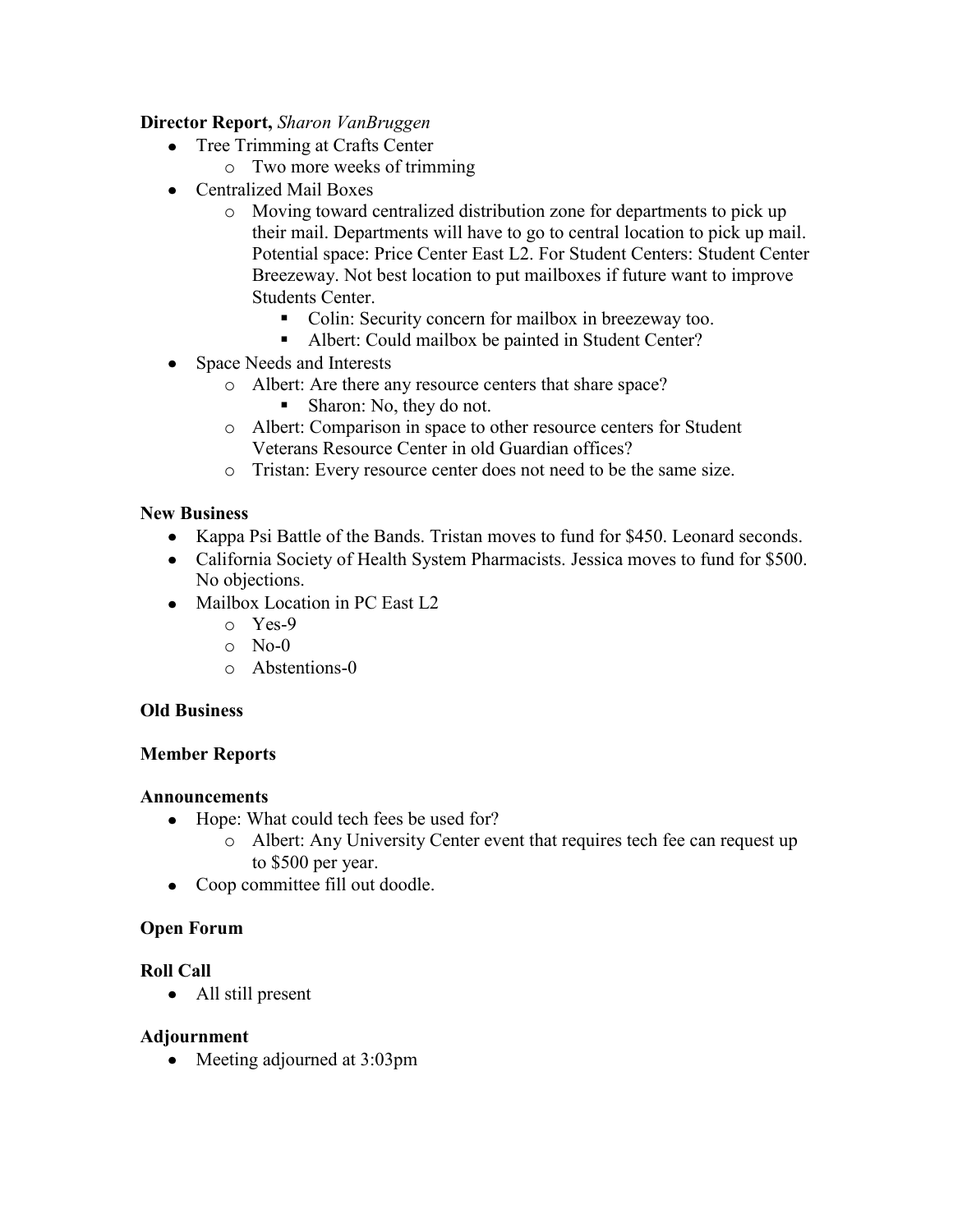**Director Report,** *Sharon VanBruggen*

- Tree Trimming at Crafts Center
  - Two more weeks of trimming
- Centralized Mail Boxes
  - Moving toward centralized distribution zone for departments to pick up their mail. Departments will have to go to central location to pick up mail. Potential space: Price Center East L2. For Student Centers: Student Center Breezeway. Not best location to put mailboxes if future want to improve Students Center.
    - Colin: Security concern for mailbox in breezeway too.
    - Albert: Could mailbox be painted in Student Center?
- Space Needs and Interests
  - Albert: Are there any resource centers that share space?
    - Sharon: No, they do not.
  - Albert: Comparison in space to other resource centers for Student Veterans Resource Center in old Guardian offices?
  - Tristan: Every resource center does not need to be the same size.

**New Business**

- Kappa Psi Battle of the Bands. Tristan moves to fund for $450. Leonard seconds.
- California Society of Health System Pharmacists. Jessica moves to fund for $500. No objections.
- Mailbox Location in PC East L2
  - Yes-9
  - No-0
  - Abstentions-0

**Old Business**

**Member Reports**

**Announcements**

- Hope: What could tech fees be used for?
  - Albert: Any University Center event that requires tech fee can request up to $500 per year.
- Coop committee fill out doodle.

**Open Forum**

**Roll Call**

- All still present

**Adjournment**

- Meeting adjourned at 3:03pm